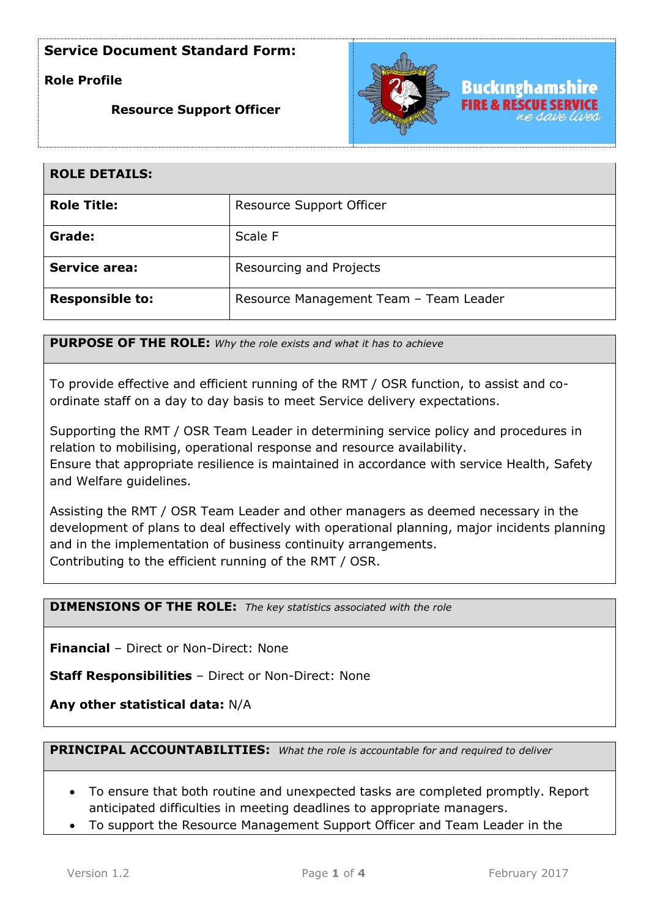**Service Document Standard Form:**

**Role Profile**

**Resource Support Officer**

| **ROLE DETAILS:** | |
|---|---|
| **Role Title:** | Resource Support Officer |
| **Grade:** | Scale F |
| **Service area:** | Resourcing and Projects |
| **Responsible to:** | Resource Management Team – Team Leader |

**PURPOSE OF THE ROLE:** *Why the role exists and what it has to achieve*

To provide effective and efficient running of the RMT / OSR function, to assist and co-ordinate staff on a day to day basis to meet Service delivery expectations.

Supporting the RMT / OSR Team Leader in determining service policy and procedures in relation to mobilising, operational response and resource availability.
Ensure that appropriate resilience is maintained in accordance with service Health, Safety and Welfare guidelines.

Assisting the RMT / OSR Team Leader and other managers as deemed necessary in the development of plans to deal effectively with operational planning, major incidents planning and in the implementation of business continuity arrangements.
Contributing to the efficient running of the RMT / OSR.

**DIMENSIONS OF THE ROLE:** *The key statistics associated with the role*

**Financial** – Direct or Non-Direct: None

**Staff Responsibilities** – Direct or Non-Direct: None

**Any other statistical data:** N/A

**PRINCIPAL ACCOUNTABILITIES:** *What the role is accountable for and required to deliver*

- To ensure that both routine and unexpected tasks are completed promptly. Report anticipated difficulties in meeting deadlines to appropriate managers.
- To support the Resource Management Support Officer and Team Leader in the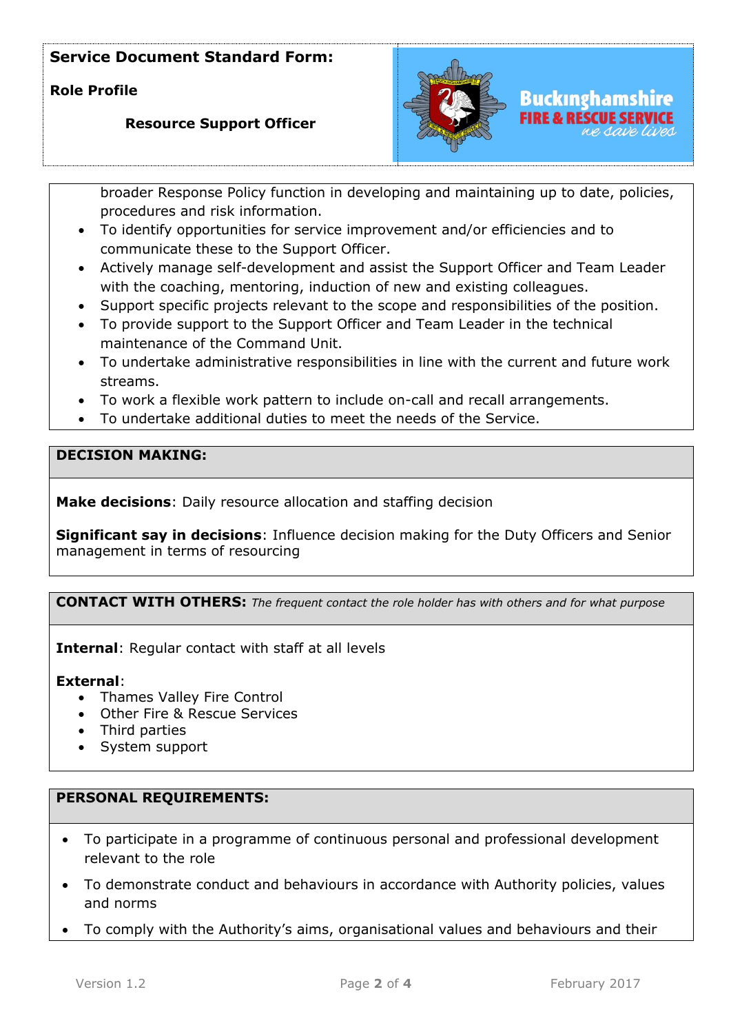broader Response Policy function in developing and maintaining up to date, policies, procedures and risk information.

- To identify opportunities for service improvement and/or efficiencies and to communicate these to the Support Officer.
- Actively manage self-development and assist the Support Officer and Team Leader with the coaching, mentoring, induction of new and existing colleagues.
- Support specific projects relevant to the scope and responsibilities of the position.
- To provide support to the Support Officer and Team Leader in the technical maintenance of the Command Unit.
- To undertake administrative responsibilities in line with the current and future work streams.
- To work a flexible work pattern to include on-call and recall arrangements.
- To undertake additional duties to meet the needs of the Service.

## DECISION MAKING:

**Make decisions**: Daily resource allocation and staffing decision

**Significant say in decisions**: Influence decision making for the Duty Officers and Senior management in terms of resourcing

## CONTACT WITH OTHERS: *The frequent contact the role holder has with others and for what purpose*

**Internal**: Regular contact with staff at all levels

**External**:

- Thames Valley Fire Control
- Other Fire & Rescue Services
- Third parties
- System support

## PERSONAL REQUIREMENTS:

- To participate in a programme of continuous personal and professional development relevant to the role
- To demonstrate conduct and behaviours in accordance with Authority policies, values and norms
- To comply with the Authority's aims, organisational values and behaviours and their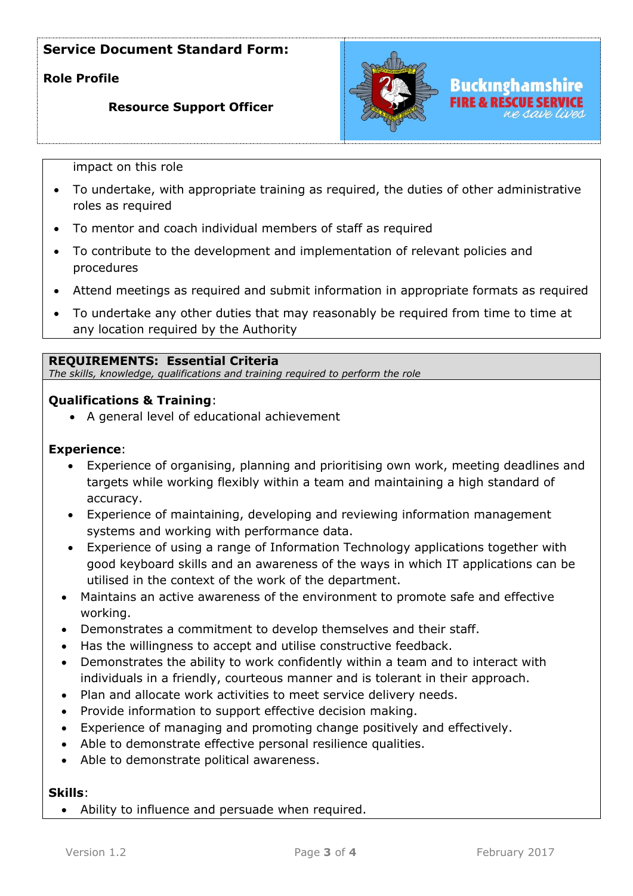impact on this role

- To undertake, with appropriate training as required, the duties of other administrative roles as required
- To mentor and coach individual members of staff as required
- To contribute to the development and implementation of relevant policies and procedures
- Attend meetings as required and submit information in appropriate formats as required
- To undertake any other duties that may reasonably be required from time to time at any location required by the Authority

## REQUIREMENTS: Essential Criteria

*The skills, knowledge, qualifications and training required to perform the role*

**Qualifications & Training**:

- A general level of educational achievement

**Experience**:

- Experience of organising, planning and prioritising own work, meeting deadlines and targets while working flexibly within a team and maintaining a high standard of accuracy.
- Experience of maintaining, developing and reviewing information management systems and working with performance data.
- Experience of using a range of Information Technology applications together with good keyboard skills and an awareness of the ways in which IT applications can be utilised in the context of the work of the department.
- Maintains an active awareness of the environment to promote safe and effective working.
- Demonstrates a commitment to develop themselves and their staff.
- Has the willingness to accept and utilise constructive feedback.
- Demonstrates the ability to work confidently within a team and to interact with individuals in a friendly, courteous manner and is tolerant in their approach.
- Plan and allocate work activities to meet service delivery needs.
- Provide information to support effective decision making.
- Experience of managing and promoting change positively and effectively.
- Able to demonstrate effective personal resilience qualities.
- Able to demonstrate political awareness.

**Skills**:

- Ability to influence and persuade when required.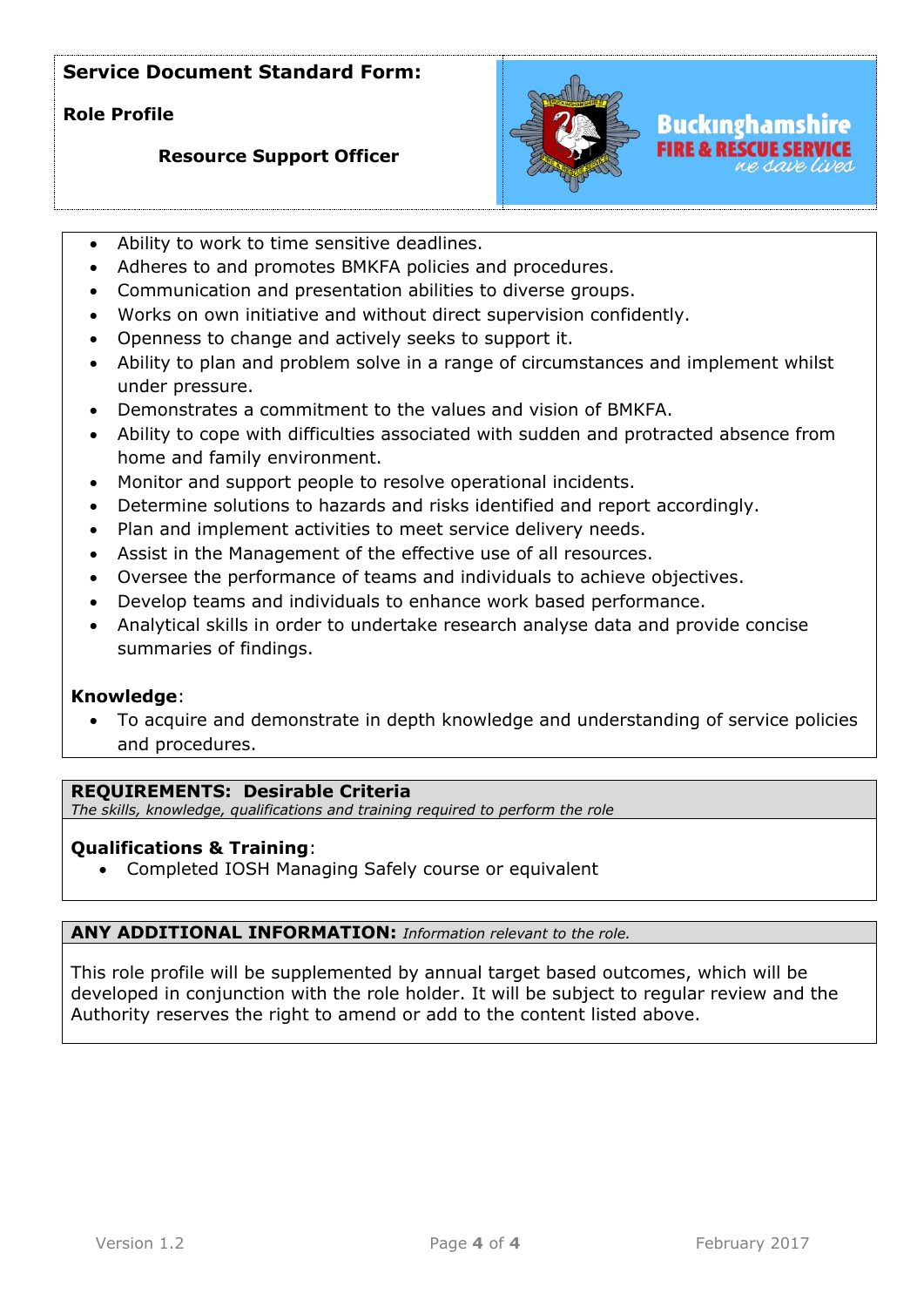**Service Document Standard Form:**

**Role Profile**

**Resource Support Officer**

- Ability to work to time sensitive deadlines.
- Adheres to and promotes BMKFA policies and procedures.
- Communication and presentation abilities to diverse groups.
- Works on own initiative and without direct supervision confidently.
- Openness to change and actively seeks to support it.
- Ability to plan and problem solve in a range of circumstances and implement whilst under pressure.
- Demonstrates a commitment to the values and vision of BMKFA.
- Ability to cope with difficulties associated with sudden and protracted absence from home and family environment.
- Monitor and support people to resolve operational incidents.
- Determine solutions to hazards and risks identified and report accordingly.
- Plan and implement activities to meet service delivery needs.
- Assist in the Management of the effective use of all resources.
- Oversee the performance of teams and individuals to achieve objectives.
- Develop teams and individuals to enhance work based performance.
- Analytical skills in order to undertake research analyse data and provide concise summaries of findings.

**Knowledge**:

- To acquire and demonstrate in depth knowledge and understanding of service policies and procedures.

**REQUIREMENTS: Desirable Criteria**
*The skills, knowledge, qualifications and training required to perform the role*

**Qualifications & Training**:

- Completed IOSH Managing Safely course or equivalent

**ANY ADDITIONAL INFORMATION:** *Information relevant to the role.*

This role profile will be supplemented by annual target based outcomes, which will be developed in conjunction with the role holder. It will be subject to regular review and the Authority reserves the right to amend or add to the content listed above.